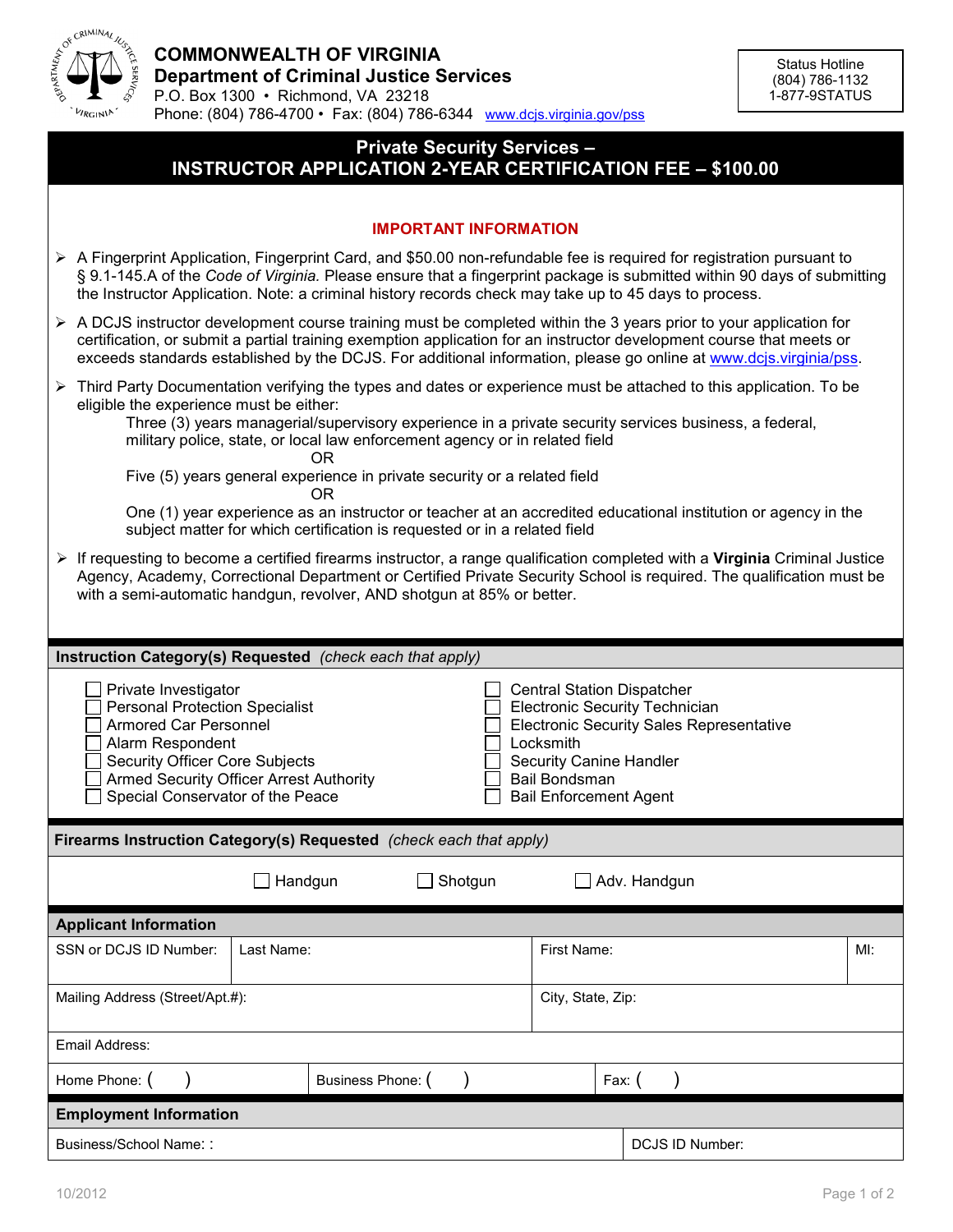**COMMONWEALTH OF VIRGINIA**
**Department of Criminal Justice Services**
P.O. Box 1300 • Richmond, VA 23218
Phone: (804) 786-4700 • Fax: (804) 786-6344 www.dcjs.virginia.gov/pss

Status Hotline
(804) 786-1132
1-877-9STATUS

# Private Security Services – INSTRUCTOR APPLICATION 2-YEAR CERTIFICATION FEE – $100.00

## IMPORTANT INFORMATION

- A Fingerprint Application, Fingerprint Card, and $50.00 non-refundable fee is required for registration pursuant to § 9.1-145.A of the *Code of Virginia.* Please ensure that a fingerprint package is submitted within 90 days of submitting the Instructor Application. Note: a criminal history records check may take up to 45 days to process.
- A DCJS instructor development course training must be completed within the 3 years prior to your application for certification, or submit a partial training exemption application for an instructor development course that meets or exceeds standards established by the DCJS. For additional information, please go online at www.dcjs.virginia/pss.
- Third Party Documentation verifying the types and dates or experience must be attached to this application. To be eligible the experience must be either:

  Three (3) years managerial/supervisory experience in a private security services business, a federal, military police, state, or local law enforcement agency or in related field

  OR

  Five (5) years general experience in private security or a related field

  OR

  One (1) year experience as an instructor or teacher at an accredited educational institution or agency in the subject matter for which certification is requested or in a related field
- If requesting to become a certified firearms instructor, a range qualification completed with a **Virginia** Criminal Justice Agency, Academy, Correctional Department or Certified Private Security School is required. The qualification must be with a semi-automatic handgun, revolver, AND shotgun at 85% or better.

## Instruction Category(s) Requested *(check each that apply)*

- ☐ Private Investigator
- ☐ Personal Protection Specialist
- ☐ Armored Car Personnel
- ☐ Alarm Respondent
- ☐ Security Officer Core Subjects
- ☐ Armed Security Officer Arrest Authority
- ☐ Special Conservator of the Peace
- ☐ Central Station Dispatcher
- ☐ Electronic Security Technician
- ☐ Electronic Security Sales Representative
- ☐ Locksmith
- ☐ Security Canine Handler
- ☐ Bail Bondsman
- ☐ Bail Enforcement Agent

## Firearms Instruction Category(s) Requested *(check each that apply)*

☐ Handgun ☐ Shotgun ☐ Adv. Handgun

## Applicant Information

| SSN or DCJS ID Number: | Last Name: | First Name: | MI: |
|---|---|---|---|
| Mailing Address (Street/Apt.#): | | City, State, Zip: | |
| Email Address: | | | |
| Home Phone: ( ) | Business Phone: ( ) | Fax: ( ) | |

## Employment Information

| Business/School Name: : | DCJS ID Number: |
|---|---|

10/2012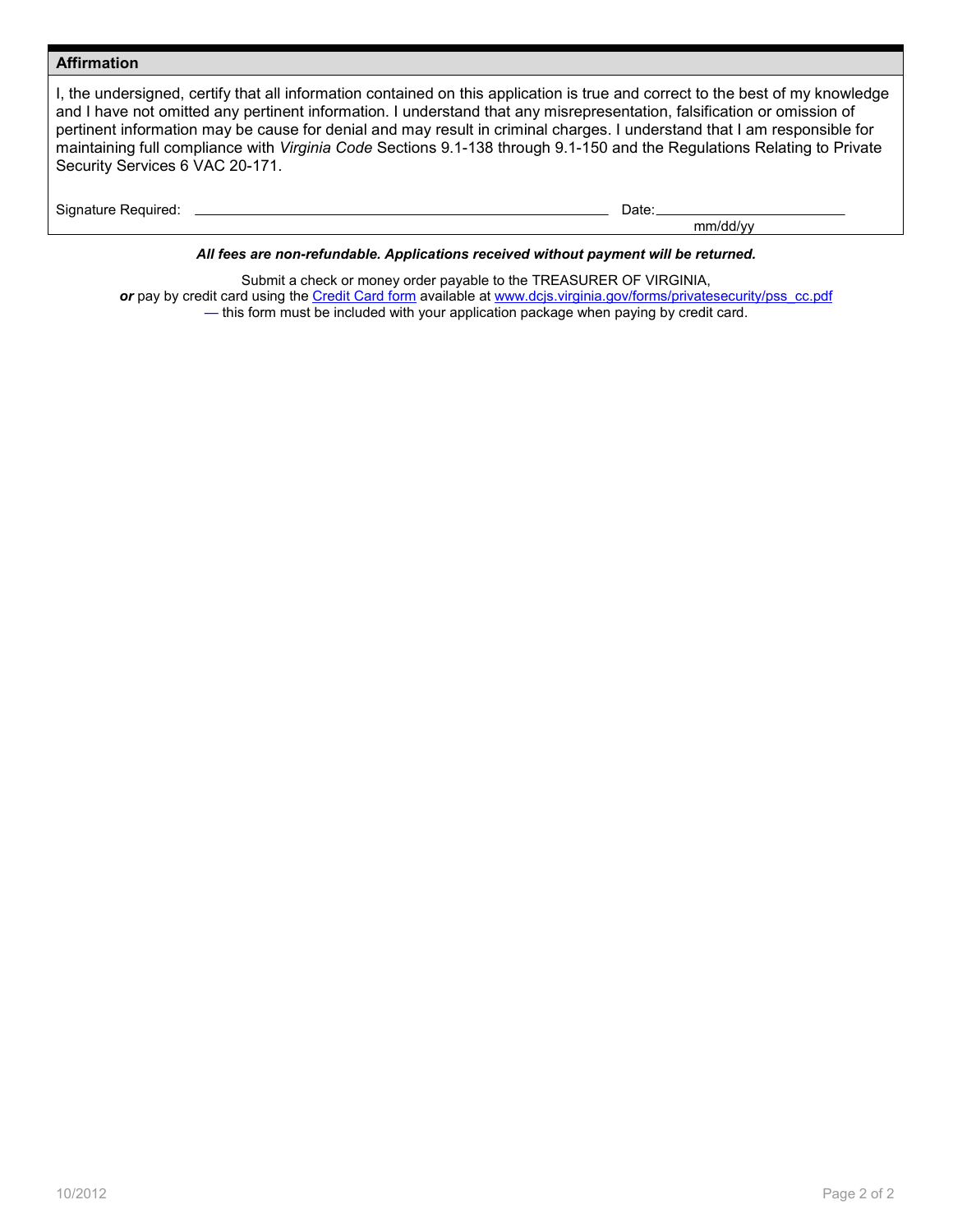## Affirmation

I, the undersigned, certify that all information contained on this application is true and correct to the best of my knowledge and I have not omitted any pertinent information. I understand that any misrepresentation, falsification or omission of pertinent information may be cause for denial and may result in criminal charges. I understand that I am responsible for maintaining full compliance with *Virginia Code* Sections 9.1-138 through 9.1-150 and the Regulations Relating to Private Security Services 6 VAC 20-171.

Signature Required: ______________________________ Date: ______________
mm/dd/yy

***All fees are non-refundable. Applications received without payment will be returned.***

Submit a check or money order payable to the TREASURER OF VIRGINIA,
***or*** pay by credit card using the Credit Card form available at www.dcjs.virginia.gov/forms/privatesecurity/pss_cc.pdf — this form must be included with your application package when paying by credit card.

10/2012